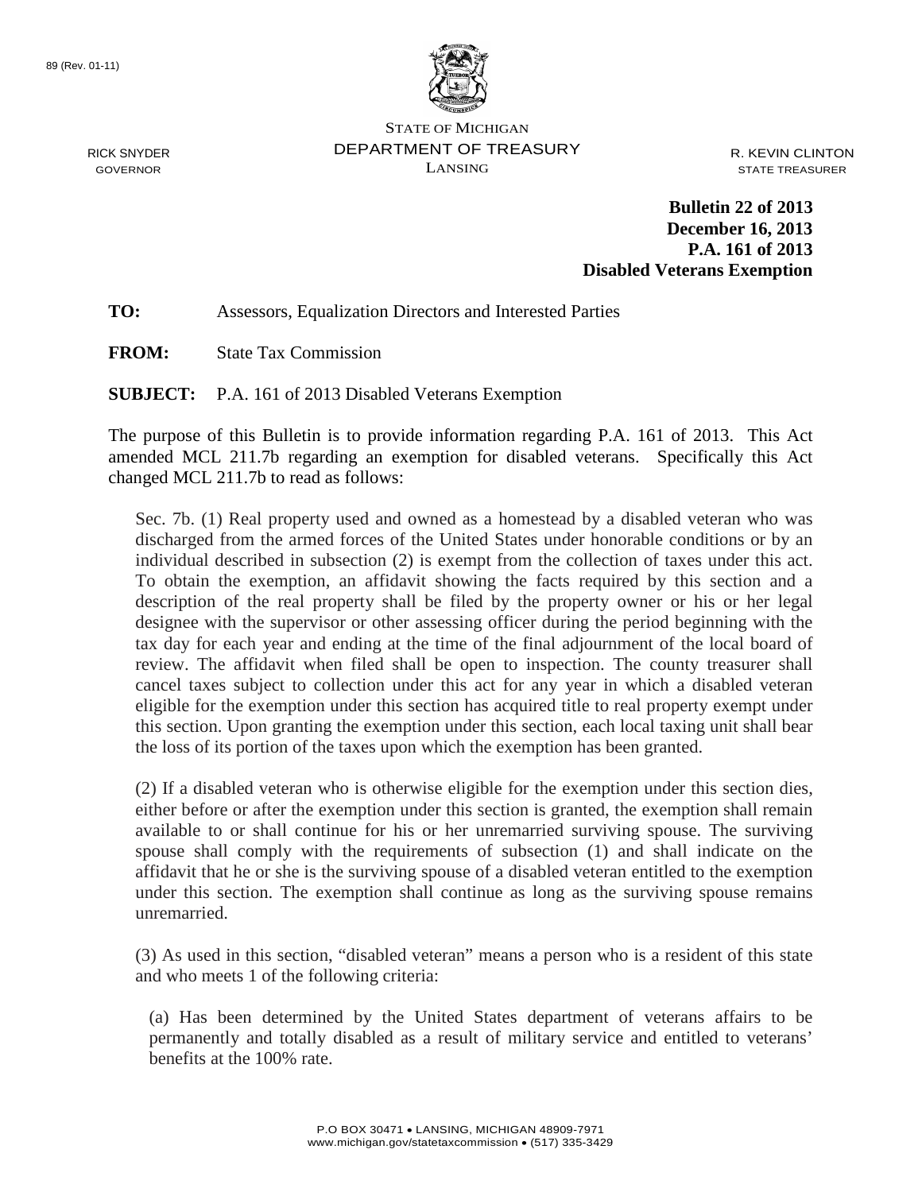89 (Rev. 01-11)

STATE OF MICHIGAN
DEPARTMENT OF TREASURY
LANSING

RICK SNYDER
GOVERNOR

R. KEVIN CLINTON
STATE TREASURER

**Bulletin 22 of 2013**
**December 16, 2013**
**P.A. 161 of 2013**
**Disabled Veterans Exemption**

**TO:** Assessors, Equalization Directors and Interested Parties

**FROM:** State Tax Commission

**SUBJECT:** P.A. 161 of 2013 Disabled Veterans Exemption

The purpose of this Bulletin is to provide information regarding P.A. 161 of 2013. This Act amended MCL 211.7b regarding an exemption for disabled veterans. Specifically this Act changed MCL 211.7b to read as follows:

> Sec. 7b. (1) Real property used and owned as a homestead by a disabled veteran who was discharged from the armed forces of the United States under honorable conditions or by an individual described in subsection (2) is exempt from the collection of taxes under this act. To obtain the exemption, an affidavit showing the facts required by this section and a description of the real property shall be filed by the property owner or his or her legal designee with the supervisor or other assessing officer during the period beginning with the tax day for each year and ending at the time of the final adjournment of the local board of review. The affidavit when filed shall be open to inspection. The county treasurer shall cancel taxes subject to collection under this act for any year in which a disabled veteran eligible for the exemption under this section has acquired title to real property exempt under this section. Upon granting the exemption under this section, each local taxing unit shall bear the loss of its portion of the taxes upon which the exemption has been granted.
>
> (2) If a disabled veteran who is otherwise eligible for the exemption under this section dies, either before or after the exemption under this section is granted, the exemption shall remain available to or shall continue for his or her unremarried surviving spouse. The surviving spouse shall comply with the requirements of subsection (1) and shall indicate on the affidavit that he or she is the surviving spouse of a disabled veteran entitled to the exemption under this section. The exemption shall continue as long as the surviving spouse remains unremarried.
>
> (3) As used in this section, "disabled veteran" means a person who is a resident of this state and who meets 1 of the following criteria:
>
> (a) Has been determined by the United States department of veterans affairs to be permanently and totally disabled as a result of military service and entitled to veterans' benefits at the 100% rate.

P.O BOX 30471 • LANSING, MICHIGAN 48909-7971
www.michigan.gov/statetaxcommission • (517) 335-3429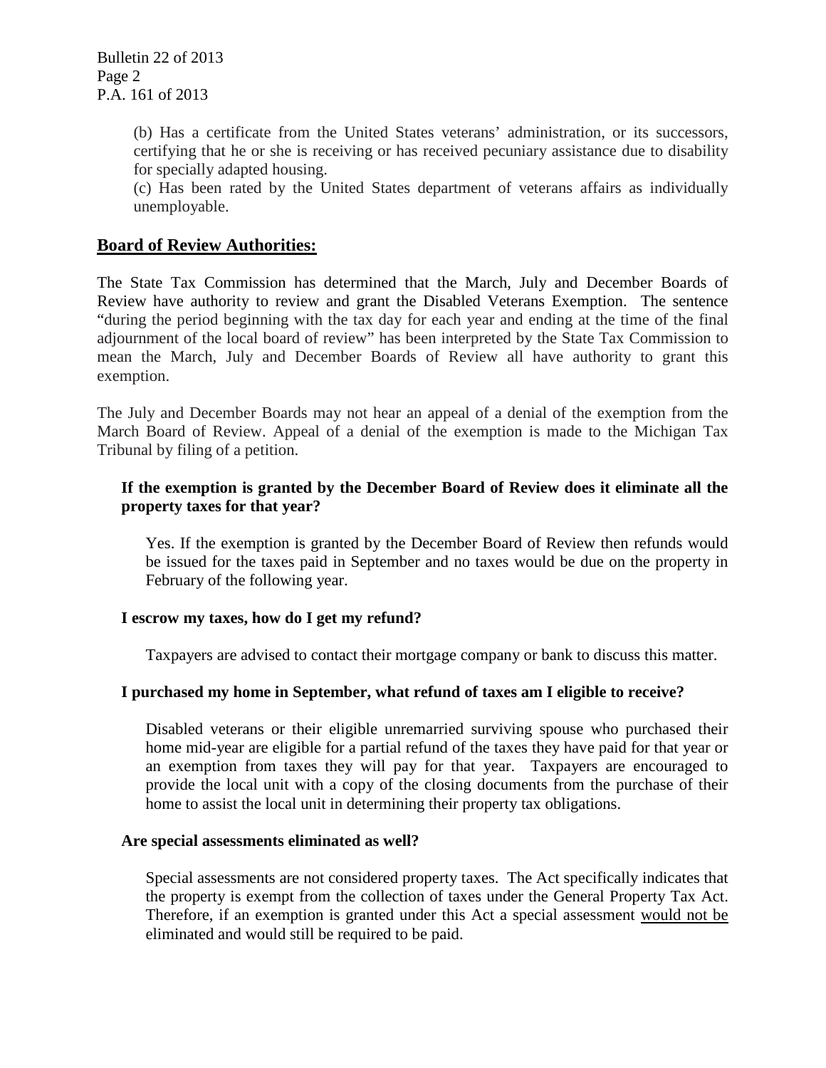(b) Has a certificate from the United States veterans' administration, or its successors, certifying that he or she is receiving or has received pecuniary assistance due to disability for specially adapted housing.

(c) Has been rated by the United States department of veterans affairs as individually unemployable.

## Board of Review Authorities:

The State Tax Commission has determined that the March, July and December Boards of Review have authority to review and grant the Disabled Veterans Exemption. The sentence "during the period beginning with the tax day for each year and ending at the time of the final adjournment of the local board of review" has been interpreted by the State Tax Commission to mean the March, July and December Boards of Review all have authority to grant this exemption.

The July and December Boards may not hear an appeal of a denial of the exemption from the March Board of Review. Appeal of a denial of the exemption is made to the Michigan Tax Tribunal by filing of a petition.

**If the exemption is granted by the December Board of Review does it eliminate all the property taxes for that year?**

Yes. If the exemption is granted by the December Board of Review then refunds would be issued for the taxes paid in September and no taxes would be due on the property in February of the following year.

**I escrow my taxes, how do I get my refund?**

Taxpayers are advised to contact their mortgage company or bank to discuss this matter.

**I purchased my home in September, what refund of taxes am I eligible to receive?**

Disabled veterans or their eligible unremarried surviving spouse who purchased their home mid-year are eligible for a partial refund of the taxes they have paid for that year or an exemption from taxes they will pay for that year. Taxpayers are encouraged to provide the local unit with a copy of the closing documents from the purchase of their home to assist the local unit in determining their property tax obligations.

**Are special assessments eliminated as well?**

Special assessments are not considered property taxes. The Act specifically indicates that the property is exempt from the collection of taxes under the General Property Tax Act. Therefore, if an exemption is granted under this Act a special assessment <u>would not be</u> eliminated and would still be required to be paid.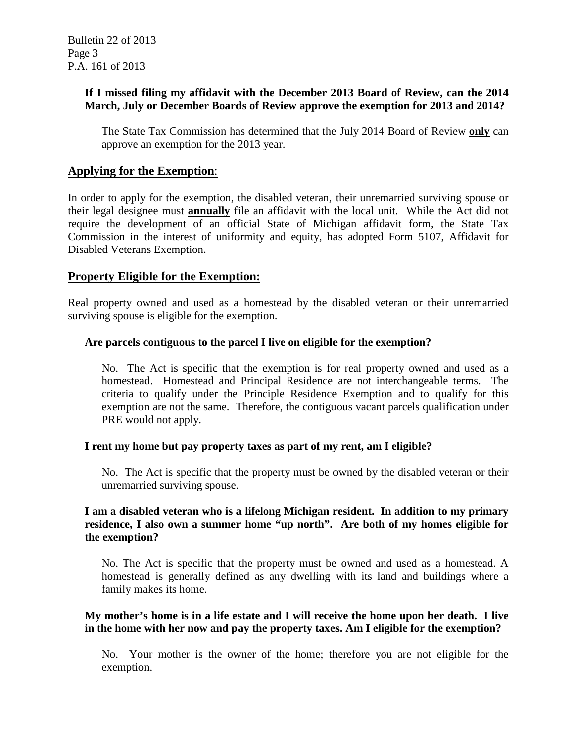**If I missed filing my affidavit with the December 2013 Board of Review, can the 2014 March, July or December Boards of Review approve the exemption for 2013 and 2014?**

The State Tax Commission has determined that the July 2014 Board of Review **only** can approve an exemption for the 2013 year.

## Applying for the Exemption:

In order to apply for the exemption, the disabled veteran, their unremarried surviving spouse or their legal designee must **annually** file an affidavit with the local unit. While the Act did not require the development of an official State of Michigan affidavit form, the State Tax Commission in the interest of uniformity and equity, has adopted Form 5107, Affidavit for Disabled Veterans Exemption.

## Property Eligible for the Exemption:

Real property owned and used as a homestead by the disabled veteran or their unremarried surviving spouse is eligible for the exemption.

**Are parcels contiguous to the parcel I live on eligible for the exemption?**

No. The Act is specific that the exemption is for real property owned and used as a homestead. Homestead and Principal Residence are not interchangeable terms. The criteria to qualify under the Principle Residence Exemption and to qualify for this exemption are not the same. Therefore, the contiguous vacant parcels qualification under PRE would not apply.

**I rent my home but pay property taxes as part of my rent, am I eligible?**

No. The Act is specific that the property must be owned by the disabled veteran or their unremarried surviving spouse.

**I am a disabled veteran who is a lifelong Michigan resident. In addition to my primary residence, I also own a summer home "up north". Are both of my homes eligible for the exemption?**

No. The Act is specific that the property must be owned and used as a homestead. A homestead is generally defined as any dwelling with its land and buildings where a family makes its home.

**My mother's home is in a life estate and I will receive the home upon her death. I live in the home with her now and pay the property taxes. Am I eligible for the exemption?**

No. Your mother is the owner of the home; therefore you are not eligible for the exemption.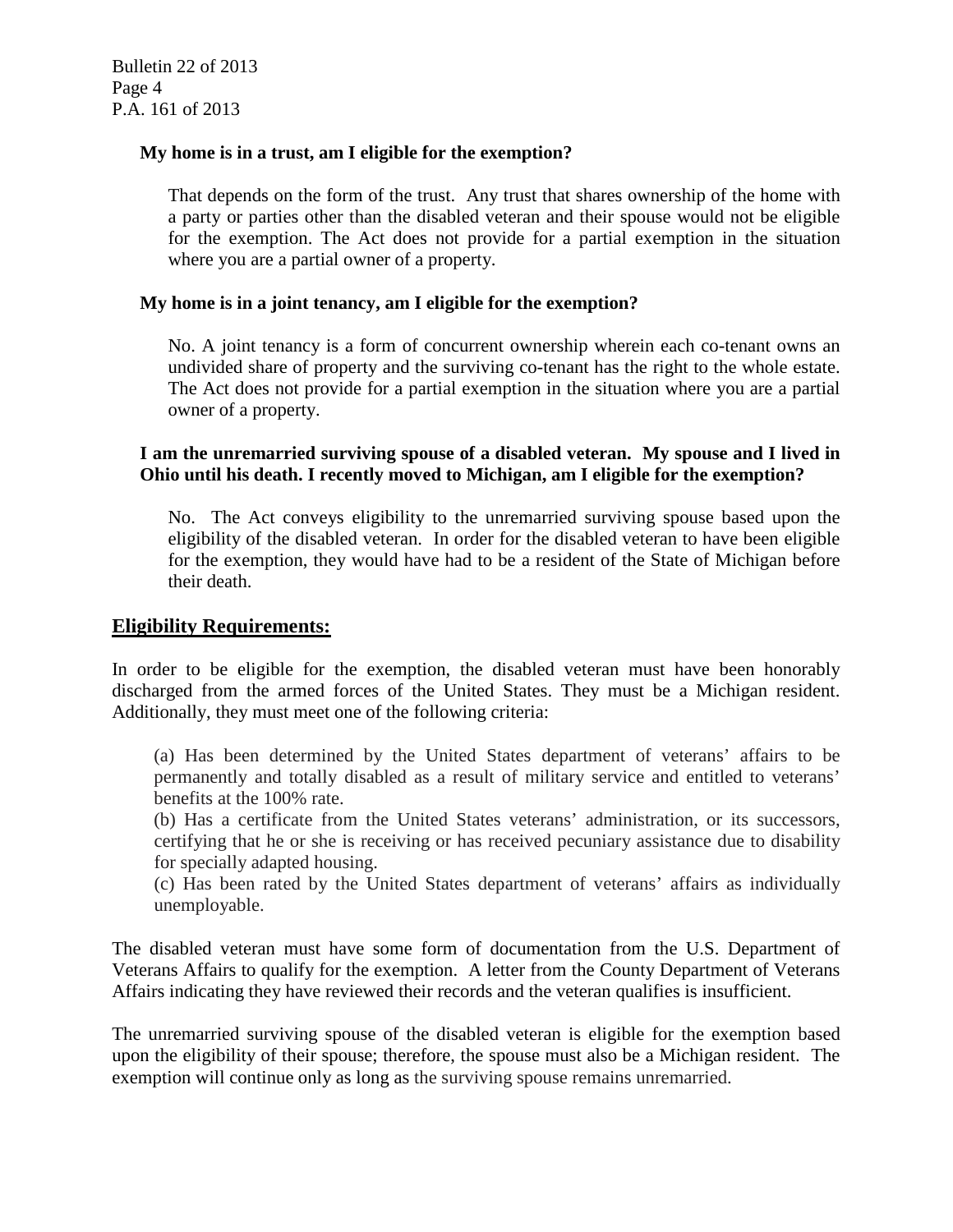**My home is in a trust, am I eligible for the exemption?**

That depends on the form of the trust. Any trust that shares ownership of the home with a party or parties other than the disabled veteran and their spouse would not be eligible for the exemption. The Act does not provide for a partial exemption in the situation where you are a partial owner of a property.

**My home is in a joint tenancy, am I eligible for the exemption?**

No. A joint tenancy is a form of concurrent ownership wherein each co-tenant owns an undivided share of property and the surviving co-tenant has the right to the whole estate. The Act does not provide for a partial exemption in the situation where you are a partial owner of a property.

**I am the unremarried surviving spouse of a disabled veteran. My spouse and I lived in Ohio until his death. I recently moved to Michigan, am I eligible for the exemption?**

No. The Act conveys eligibility to the unremarried surviving spouse based upon the eligibility of the disabled veteran. In order for the disabled veteran to have been eligible for the exemption, they would have had to be a resident of the State of Michigan before their death.

## Eligibility Requirements:

In order to be eligible for the exemption, the disabled veteran must have been honorably discharged from the armed forces of the United States. They must be a Michigan resident. Additionally, they must meet one of the following criteria:

(a) Has been determined by the United States department of veterans' affairs to be permanently and totally disabled as a result of military service and entitled to veterans' benefits at the 100% rate.
(b) Has a certificate from the United States veterans' administration, or its successors, certifying that he or she is receiving or has received pecuniary assistance due to disability for specially adapted housing.
(c) Has been rated by the United States department of veterans' affairs as individually unemployable.

The disabled veteran must have some form of documentation from the U.S. Department of Veterans Affairs to qualify for the exemption. A letter from the County Department of Veterans Affairs indicating they have reviewed their records and the veteran qualifies is insufficient.

The unremarried surviving spouse of the disabled veteran is eligible for the exemption based upon the eligibility of their spouse; therefore, the spouse must also be a Michigan resident. The exemption will continue only as long as the surviving spouse remains unremarried.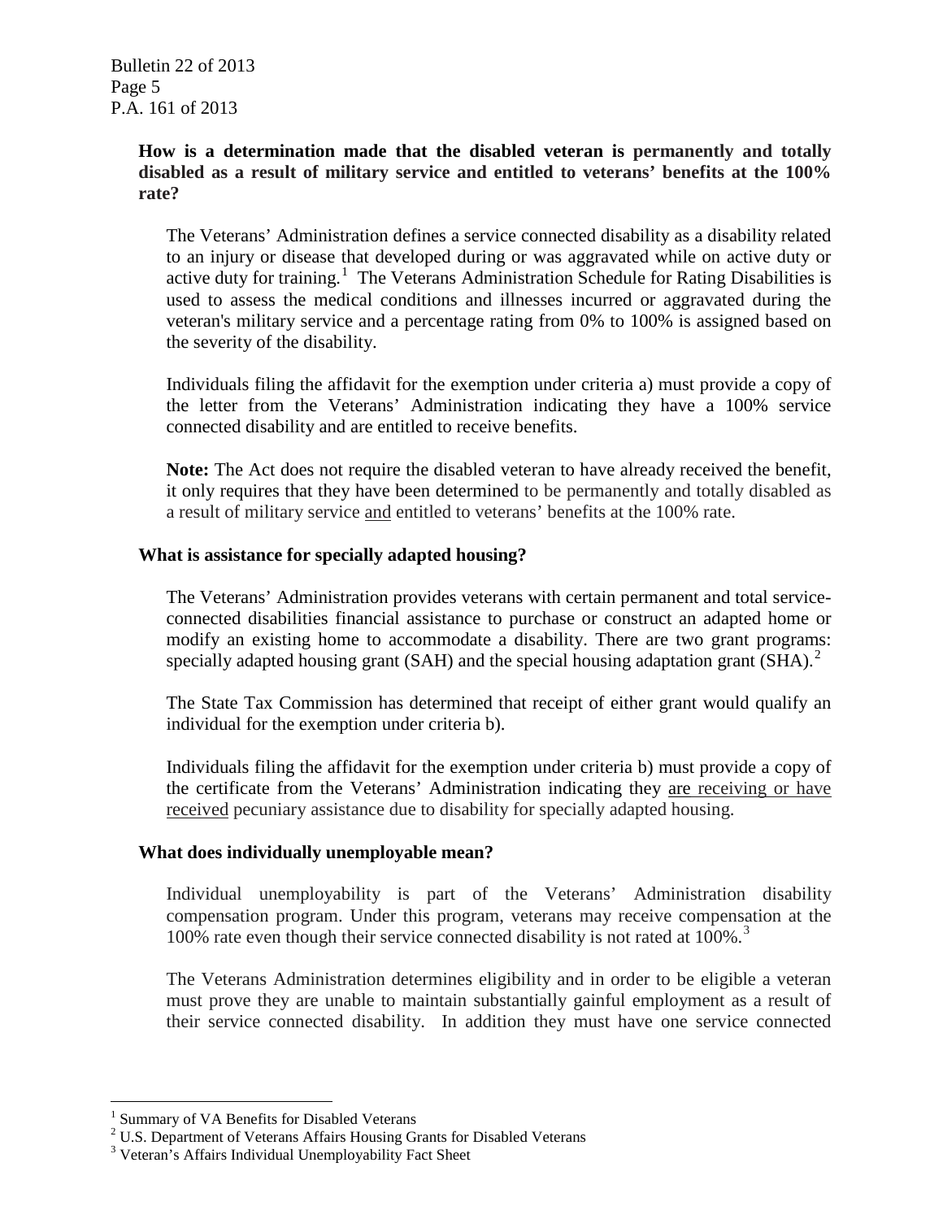**How is a determination made that the disabled veteran is permanently and totally disabled as a result of military service and entitled to veterans' benefits at the 100% rate?**

The Veterans' Administration defines a service connected disability as a disability related to an injury or disease that developed during or was aggravated while on active duty or active duty for training.[1] The Veterans Administration Schedule for Rating Disabilities is used to assess the medical conditions and illnesses incurred or aggravated during the veteran's military service and a percentage rating from 0% to 100% is assigned based on the severity of the disability.

Individuals filing the affidavit for the exemption under criteria a) must provide a copy of the letter from the Veterans' Administration indicating they have a 100% service connected disability and are entitled to receive benefits.

**Note:** The Act does not require the disabled veteran to have already received the benefit, it only requires that they have been determined to be permanently and totally disabled as a result of military service and entitled to veterans' benefits at the 100% rate.

**What is assistance for specially adapted housing?**

The Veterans' Administration provides veterans with certain permanent and total service-connected disabilities financial assistance to purchase or construct an adapted home or modify an existing home to accommodate a disability. There are two grant programs: specially adapted housing grant (SAH) and the special housing adaptation grant (SHA).[2]

The State Tax Commission has determined that receipt of either grant would qualify an individual for the exemption under criteria b).

Individuals filing the affidavit for the exemption under criteria b) must provide a copy of the certificate from the Veterans' Administration indicating they are receiving or have received pecuniary assistance due to disability for specially adapted housing.

**What does individually unemployable mean?**

Individual unemployability is part of the Veterans' Administration disability compensation program. Under this program, veterans may receive compensation at the 100% rate even though their service connected disability is not rated at 100%.[3]

The Veterans Administration determines eligibility and in order to be eligible a veteran must prove they are unable to maintain substantially gainful employment as a result of their service connected disability. In addition they must have one service connected

[1] Summary of VA Benefits for Disabled Veterans

[2] U.S. Department of Veterans Affairs Housing Grants for Disabled Veterans

[3] Veteran's Affairs Individual Unemployability Fact Sheet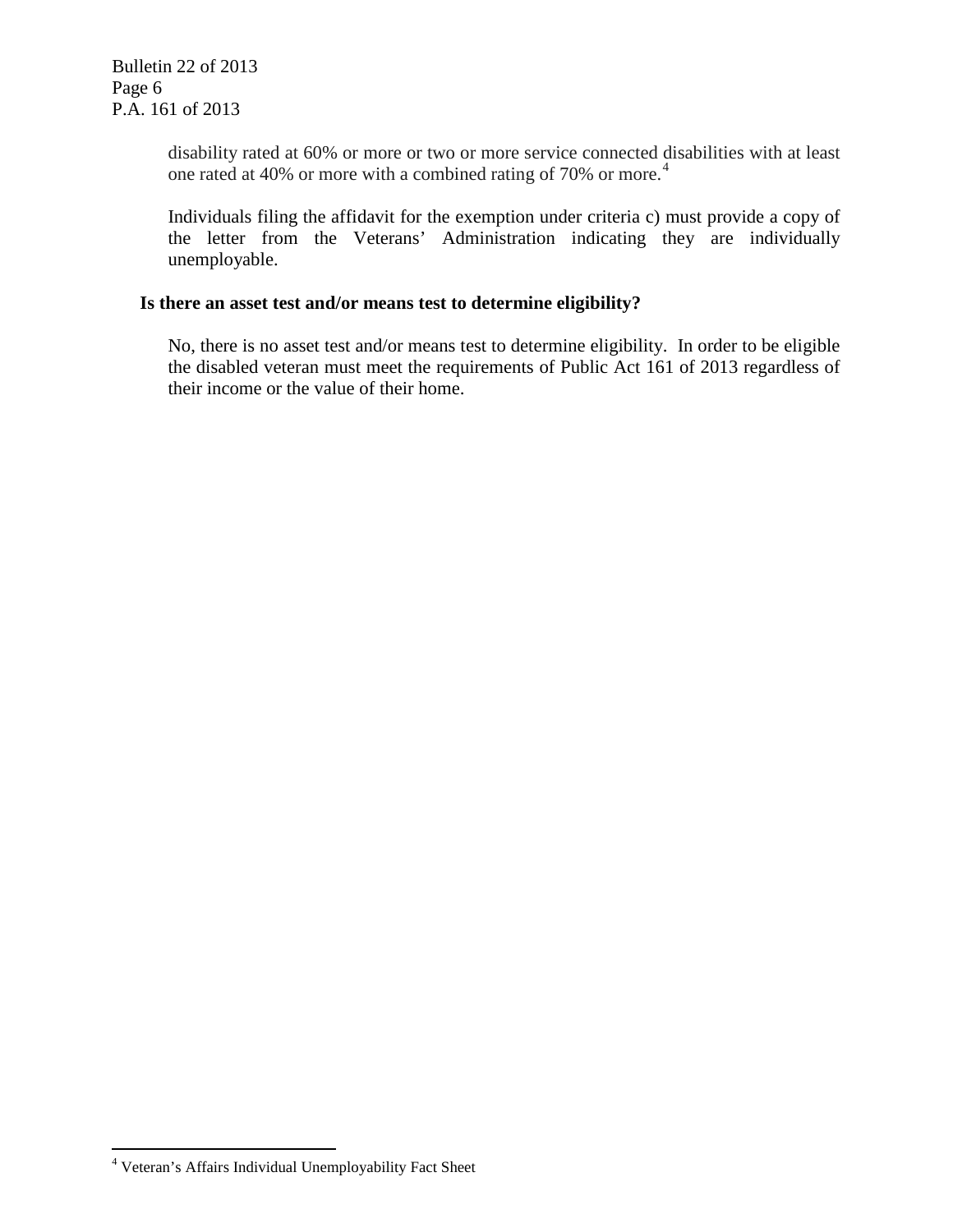disability rated at 60% or more or two or more service connected disabilities with at least one rated at 40% or more with a combined rating of 70% or more.[4]

Individuals filing the affidavit for the exemption under criteria c) must provide a copy of the letter from the Veterans' Administration indicating they are individually unemployable.

**Is there an asset test and/or means test to determine eligibility?**

No, there is no asset test and/or means test to determine eligibility. In order to be eligible the disabled veteran must meet the requirements of Public Act 161 of 2013 regardless of their income or the value of their home.

---

[4] Veteran's Affairs Individual Unemployability Fact Sheet